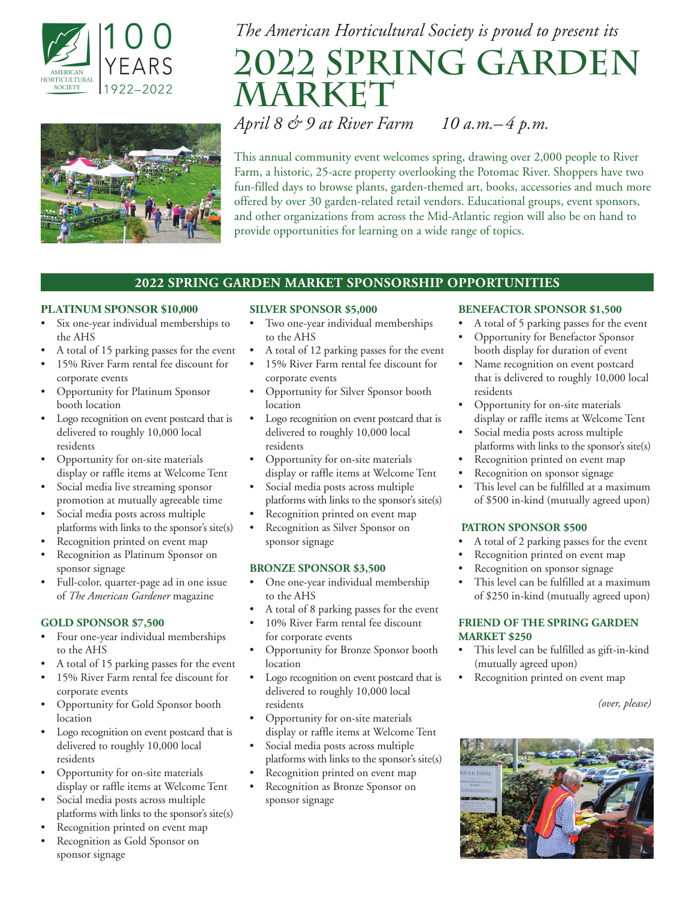100 YEARS 1922–2022

AMERICAN HORTICULTURAL SOCIETY

*The American Horticultural Society is proud to present its*

# 2022 Spring Garden Market

*April 8 & 9 at River Farm 10 a.m.–4 p.m.*

This annual community event welcomes spring, drawing over 2,000 people to River Farm, a historic, 25-acre property overlooking the Potomac River. Shoppers have two fun-filled days to browse plants, garden-themed art, books, accessories and much more offered by over 30 garden-related retail vendors. Educational groups, event sponsors, and other organizations from across the Mid-Atlantic region will also be on hand to provide opportunities for learning on a wide range of topics.

## 2022 SPRING GARDEN MARKET SPONSORSHIP OPPORTUNITIES

### PLATINUM SPONSOR $10,000

- Six one-year individual memberships to the AHS
- A total of 15 parking passes for the event
- 15% River Farm rental fee discount for corporate events
- Opportunity for Platinum Sponsor booth location
- Logo recognition on event postcard that is delivered to roughly 10,000 local residents
- Opportunity for on-site materials display or raffle items at Welcome Tent
- Social media live streaming sponsor promotion at mutually agreeable time
- Social media posts across multiple platforms with links to the sponsor's site(s)
- Recognition printed on event map
- Recognition as Platinum Sponsor on sponsor signage
- Full-color, quarter-page ad in one issue of *The American Gardener* magazine

### GOLD SPONSOR $7,500

- Four one-year individual memberships to the AHS
- A total of 15 parking passes for the event
- 15% River Farm rental fee discount for corporate events
- Opportunity for Gold Sponsor booth location
- Logo recognition on event postcard that is delivered to roughly 10,000 local residents
- Opportunity for on-site materials display or raffle items at Welcome Tent
- Social media posts across multiple platforms with links to the sponsor's site(s)
- Recognition printed on event map
- Recognition as Gold Sponsor on sponsor signage

### SILVER SPONSOR $5,000

- Two one-year individual memberships to the AHS
- A total of 12 parking passes for the event
- 15% River Farm rental fee discount for corporate events
- Opportunity for Silver Sponsor booth location
- Logo recognition on event postcard that is delivered to roughly 10,000 local residents
- Opportunity for on-site materials display or raffle items at Welcome Tent
- Social media posts across multiple platforms with links to the sponsor's site(s)
- Recognition printed on event map
- Recognition as Silver Sponsor on sponsor signage

### BRONZE SPONSOR $3,500

- One one-year individual membership to the AHS
- A total of 8 parking passes for the event
- 10% River Farm rental fee discount for corporate events
- Opportunity for Bronze Sponsor booth location
- Logo recognition on event postcard that is delivered to roughly 10,000 local residents
- Opportunity for on-site materials display or raffle items at Welcome Tent
- Social media posts across multiple platforms with links to the sponsor's site(s)
- Recognition printed on event map
- Recognition as Bronze Sponsor on sponsor signage

### BENEFACTOR SPONSOR $1,500

- A total of 5 parking passes for the event
- Opportunity for Benefactor Sponsor booth display for duration of event
- Name recognition on event postcard that is delivered to roughly 10,000 local residents
- Opportunity for on-site materials display or raffle items at Welcome Tent
- Social media posts across multiple platforms with links to the sponsor's site(s)
- Recognition printed on event map
- Recognition on sponsor signage
- This level can be fulfilled at a maximum of $500 in-kind (mutually agreed upon)

### PATRON SPONSOR $500

- A total of 2 parking passes for the event
- Recognition printed on event map
- Recognition on sponsor signage
- This level can be fulfilled at a maximum of $250 in-kind (mutually agreed upon)

### FRIEND OF THE SPRING GARDEN MARKET $250

- This level can be fulfilled as gift-in-kind (mutually agreed upon)
- Recognition printed on event map

*(over, please)*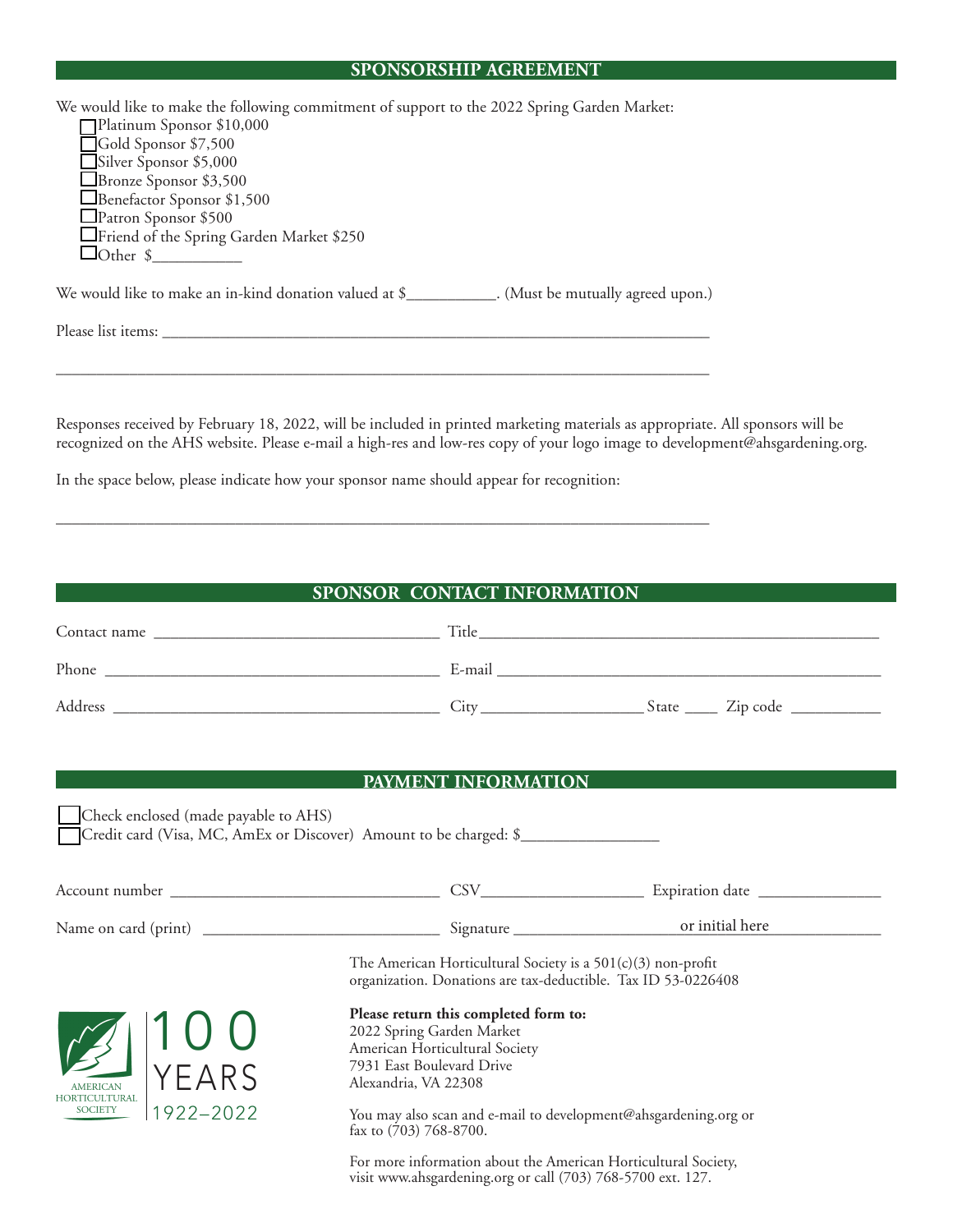## SPONSORSHIP AGREEMENT

We would like to make the following commitment of support to the 2022 Spring Garden Market:

- ☐ Platinum Sponsor $10,000
- ☐ Gold Sponsor $7,500
- ☐ Silver Sponsor $5,000
- ☐ Bronze Sponsor $3,500
- ☐ Benefactor Sponsor $1,500
- ☐ Patron Sponsor $500
- ☐ Friend of the Spring Garden Market $250
- ☐ Other $___________

We would like to make an in-kind donation valued at $___________. (Must be mutually agreed upon.)

Please list items: ______________________________________________________________________

______________________________________________________________________________________

Responses received by February 18, 2022, will be included in printed marketing materials as appropriate. All sponsors will be recognized on the AHS website. Please e-mail a high-res and low-res copy of your logo image to development@ahsgardening.org.

In the space below, please indicate how your sponsor name should appear for recognition:

______________________________________________________________________________________

## SPONSOR CONTACT INFORMATION

Contact name ___________________________________ Title ____________________________________________

Phone _________________________________________ E-mail ___________________________________________

Address _______________________________________ City ___________________ State ____ Zip code ___________

## PAYMENT INFORMATION

☐ Check enclosed (made payable to AHS)

☐ Credit card (Visa, MC, AmEx or Discover) Amount to be charged: $_________________

Account number _________________________________ CSV____________________ Expiration date _______________

Name on card (print) _____________________________ Signature ___________________ or initial here _____________

The American Horticultural Society is a 501(c)(3) non-profit organization. Donations are tax-deductible. Tax ID 53-0226408

AMERICAN HORTICULTURAL SOCIETY

100 YEARS 1922–2022

**Please return this completed form to:**
2022 Spring Garden Market
American Horticultural Society
7931 East Boulevard Drive
Alexandria, VA 22308

You may also scan and e-mail to development@ahsgardening.org or fax to (703) 768-8700.

For more information about the American Horticultural Society, visit www.ahsgardening.org or call (703) 768-5700 ext. 127.